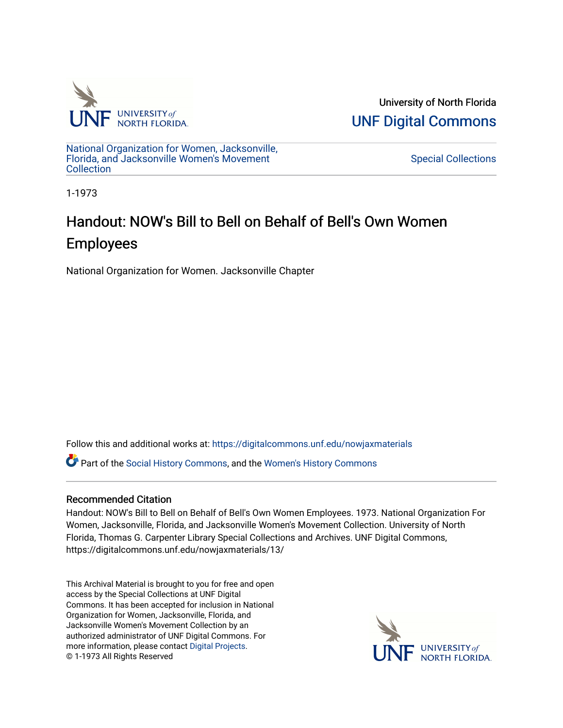University of North Florida

UNF Digital Commons

National Organization for Women, Jacksonville, Florida, and Jacksonville Women's Movement Collection

Special Collections

1-1973

# Handout: NOW's Bill to Bell on Behalf of Bell's Own Women Employees

National Organization for Women. Jacksonville Chapter

Follow this and additional works at: https://digitalcommons.unf.edu/nowjaxmaterials

Part of the Social History Commons, and the Women's History Commons

## Recommended Citation

Handout: NOW's Bill to Bell on Behalf of Bell's Own Women Employees. 1973. National Organization For Women, Jacksonville, Florida, and Jacksonville Women's Movement Collection. University of North Florida, Thomas G. Carpenter Library Special Collections and Archives. UNF Digital Commons, https://digitalcommons.unf.edu/nowjaxmaterials/13/

This Archival Material is brought to you for free and open access by the Special Collections at UNF Digital Commons. It has been accepted for inclusion in National Organization for Women, Jacksonville, Florida, and Jacksonville Women's Movement Collection by an authorized administrator of UNF Digital Commons. For more information, please contact Digital Projects.
© 1-1973 All Rights Reserved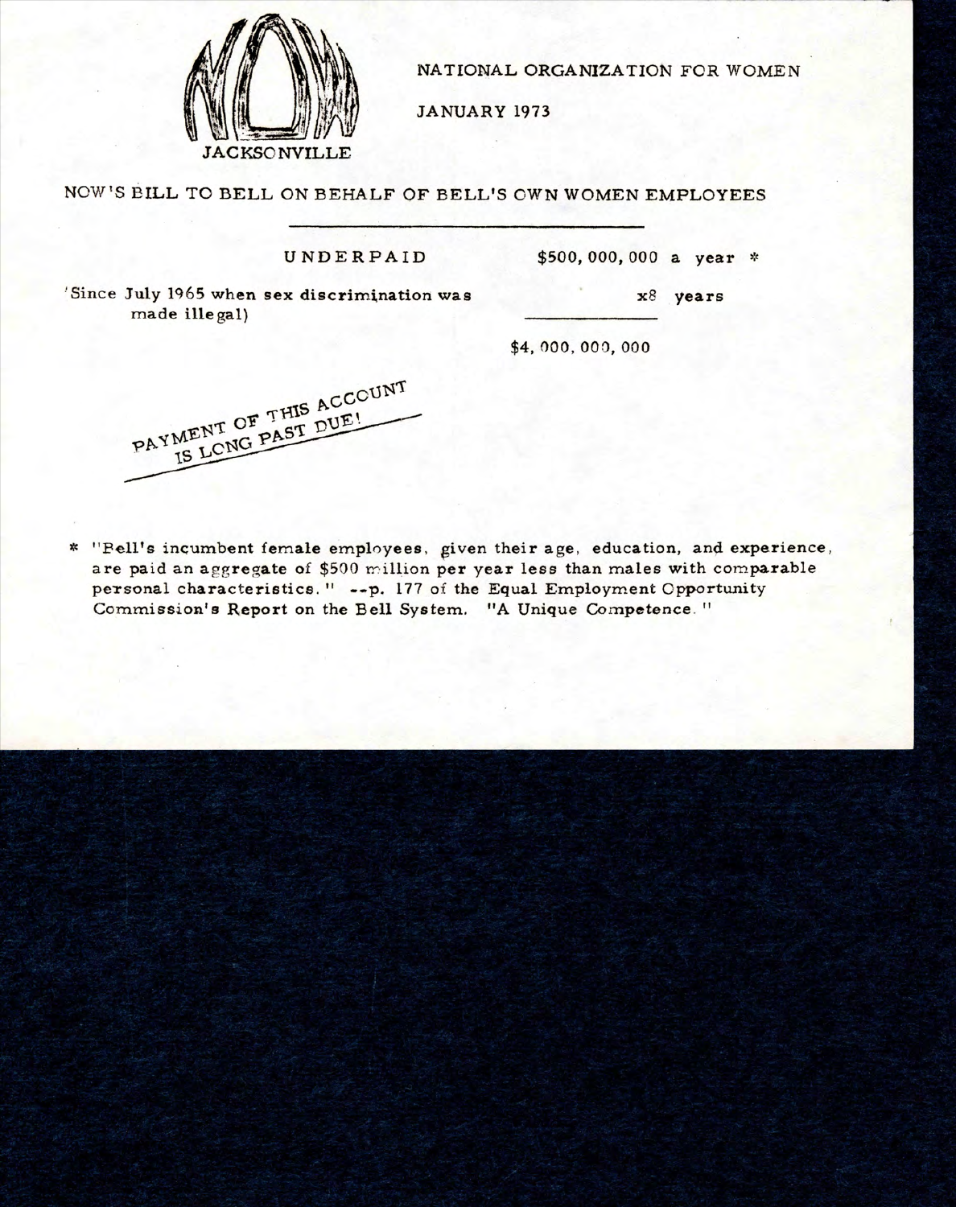NOW

JACKSONVILLE

NATIONAL ORGANIZATION FOR WOMEN

JANUARY 1973

NOW'S BILL TO BELL ON BEHALF OF BELL'S OWN WOMEN EMPLOYEES

---

| | |
|---|---|
| UNDERPAID | $500,000,000 a year * |
| (Since July 1965 when sex discrimination was made illegal) | x8 years |
| | $4,000,000,000 |

PAYMENT OF THIS ACCOUNT IS LONG PAST DUE!

* "Bell's incumbent female employees, given their age, education, and experience, are paid an aggregate of $500 million per year less than males with comparable personal characteristics." --p. 177 of the Equal Employment Opportunity Commission's Report on the Bell System. "A Unique Competence."